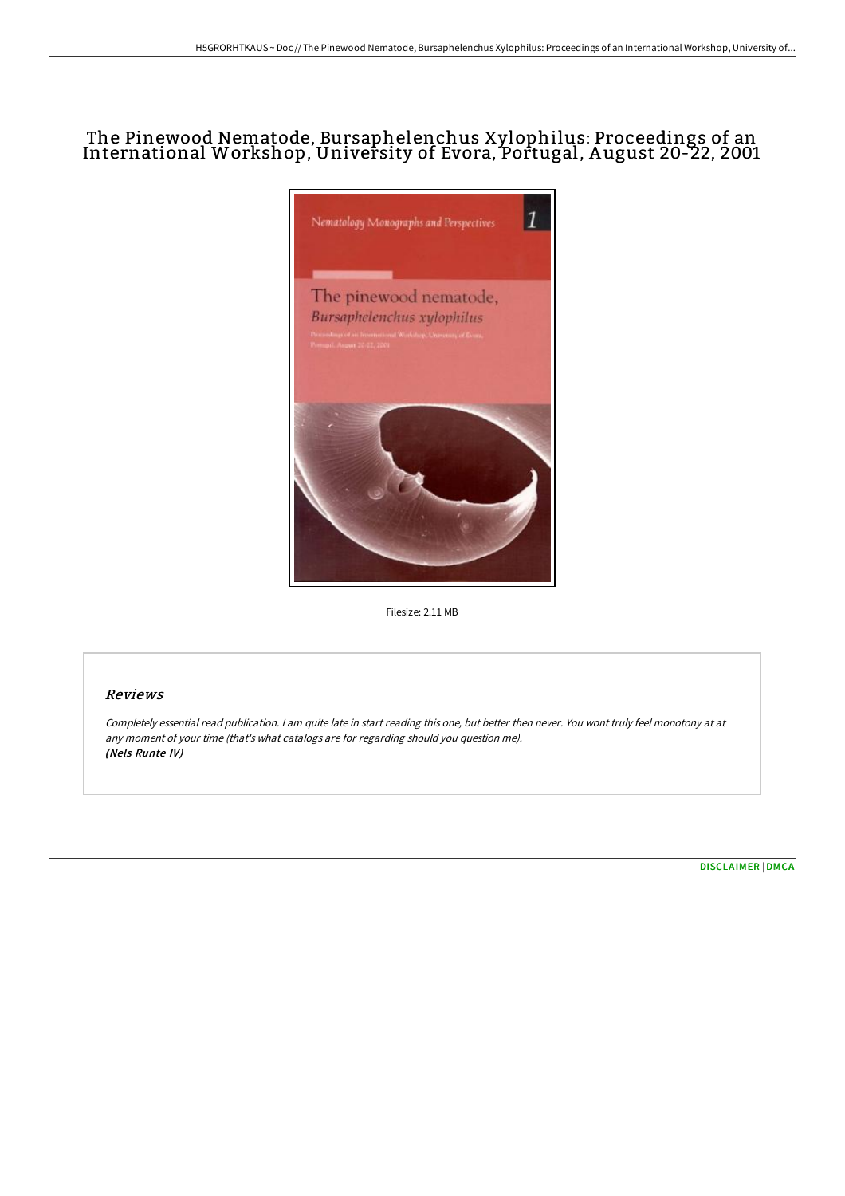# The Pinewood Nematode, Bursaphelenchus Xylophilus: Proceedings of an International Workshop, University of Evora, Portugal, August 20-22, 2001

Filesize: 2.11 MB

## Reviews

*Completely essential read publication. I am quite late in start reading this one, but better then never. You wont truly feel monotony at at any moment of your time (that's what catalogs are for regarding should you question me).*
***(Nels Runte IV)***

DISCLAIMER | DMCA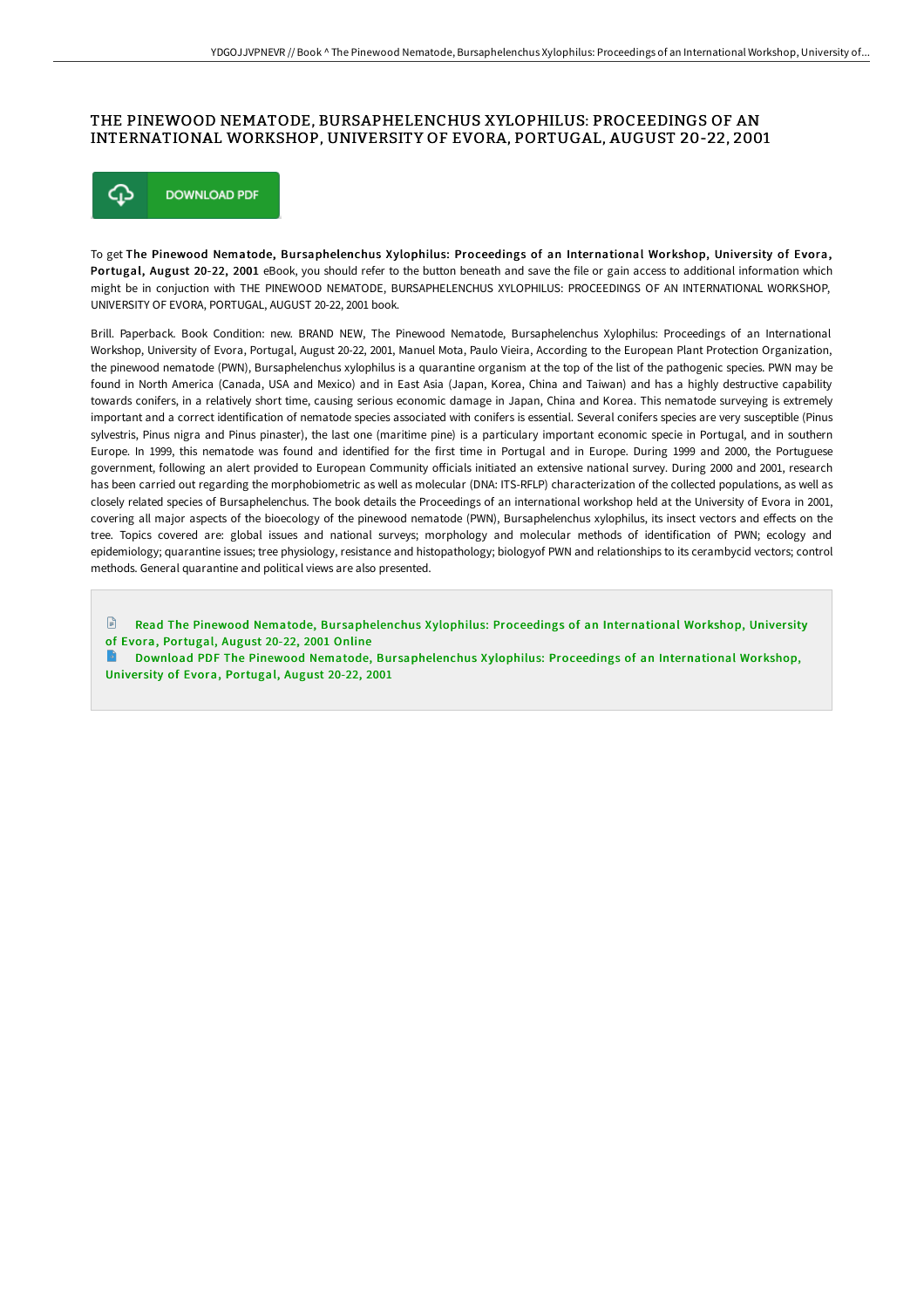# THE PINEWOOD NEMATODE, BURSAPHELENCHUS XYLOPHILUS: PROCEEDINGS OF AN INTERNATIONAL WORKSHOP, UNIVERSITY OF EVORA, PORTUGAL, AUGUST 20-22, 2001

DOWNLOAD PDF

To get **The Pinewood Nematode, Bursaphelenchus Xylophilus: Proceedings of an International Workshop, University of Evora, Portugal, August 20-22, 2001** eBook, you should refer to the button beneath and save the file or gain access to additional information which might be in conjuction with THE PINEWOOD NEMATODE, BURSAPHELENCHUS XYLOPHILUS: PROCEEDINGS OF AN INTERNATIONAL WORKSHOP, UNIVERSITY OF EVORA, PORTUGAL, AUGUST 20-22, 2001 book.

Brill. Paperback. Book Condition: new. BRAND NEW, The Pinewood Nematode, Bursaphelenchus Xylophilus: Proceedings of an International Workshop, University of Evora, Portugal, August 20-22, 2001, Manuel Mota, Paulo Vieira, According to the European Plant Protection Organization, the pinewood nematode (PWN), Bursaphelenchus xylophilus is a quarantine organism at the top of the list of the pathogenic species. PWN may be found in North America (Canada, USA and Mexico) and in East Asia (Japan, Korea, China and Taiwan) and has a highly destructive capability towards conifers, in a relatively short time, causing serious economic damage in Japan, China and Korea. This nematode surveying is extremely important and a correct identification of nematode species associated with conifers is essential. Several conifers species are very susceptible (Pinus sylvestris, Pinus nigra and Pinus pinaster), the last one (maritime pine) is a particulary important economic specie in Portugal, and in southern Europe. In 1999, this nematode was found and identified for the first time in Portugal and in Europe. During 1999 and 2000, the Portuguese government, following an alert provided to European Community officials initiated an extensive national survey. During 2000 and 2001, research has been carried out regarding the morphobiometric as well as molecular (DNA: ITS-RFLP) characterization of the collected populations, as well as closely related species of Bursaphelenchus. The book details the Proceedings of an international workshop held at the University of Evora in 2001, covering all major aspects of the bioecology of the pinewood nematode (PWN), Bursaphelenchus xylophilus, its insect vectors and effects on the tree. Topics covered are: global issues and national surveys; morphology and molecular methods of identification of PWN; ecology and epidemiology; quarantine issues; tree physiology, resistance and histopathology; biologyof PWN and relationships to its cerambycid vectors; control methods. General quarantine and political views are also presented.

- Read The Pinewood Nematode, Bursaphelenchus Xylophilus: Proceedings of an International Workshop, University of Evora, Portugal, August 20-22, 2001 Online
- Download PDF The Pinewood Nematode, Bursaphelenchus Xylophilus: Proceedings of an International Workshop, University of Evora, Portugal, August 20-22, 2001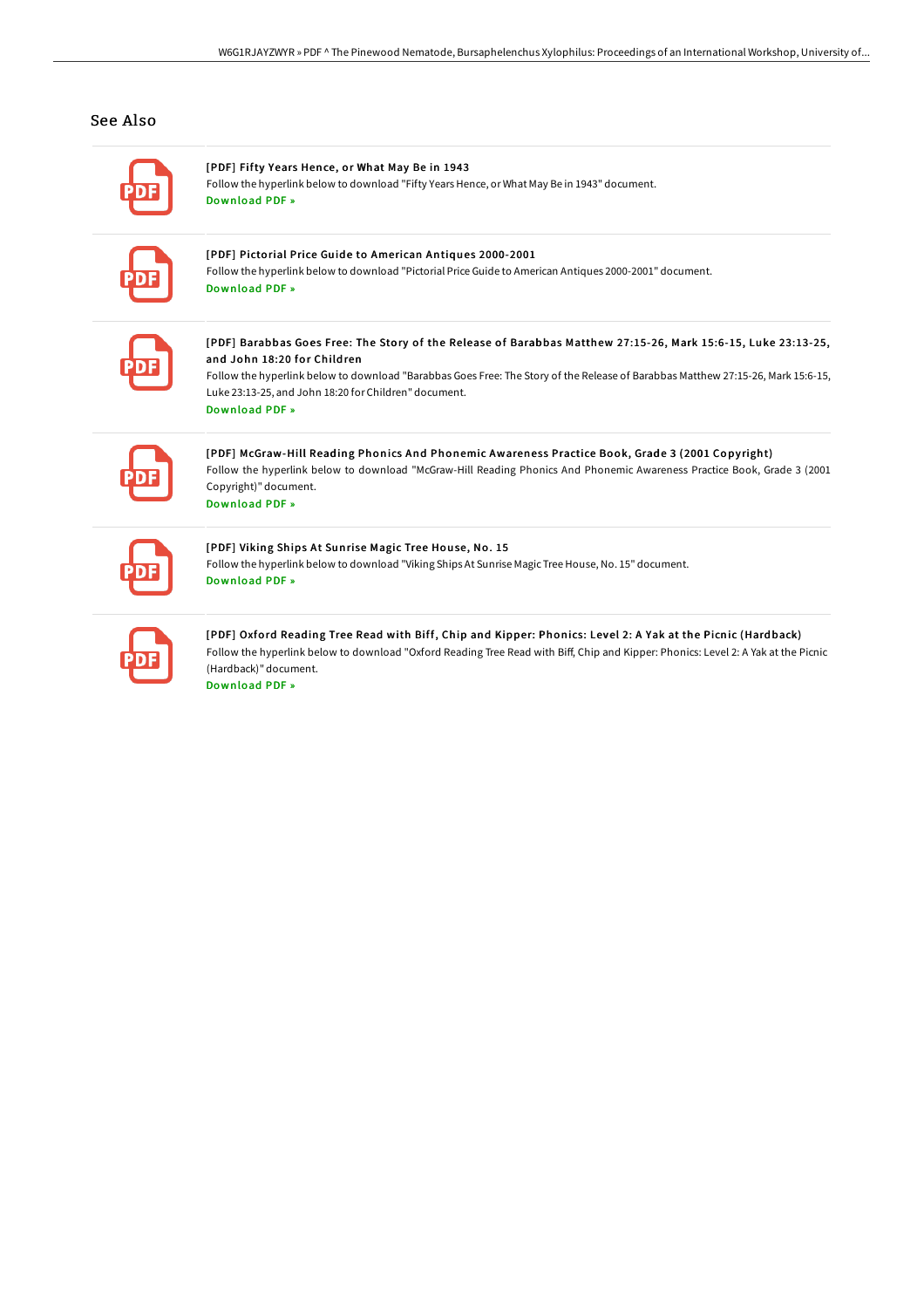## See Also

[PDF] Fifty Years Hence, or What May Be in 1943
Follow the hyperlink below to download "Fifty Years Hence, or What May Be in 1943" document.
Download PDF »

[PDF] Pictorial Price Guide to American Antiques 2000-2001
Follow the hyperlink below to download "Pictorial Price Guide to American Antiques 2000-2001" document.
Download PDF »

[PDF] Barabbas Goes Free: The Story of the Release of Barabbas Matthew 27:15-26, Mark 15:6-15, Luke 23:13-25, and John 18:20 for Children
Follow the hyperlink below to download "Barabbas Goes Free: The Story of the Release of Barabbas Matthew 27:15-26, Mark 15:6-15, Luke 23:13-25, and John 18:20 for Children" document.
Download PDF »

[PDF] McGraw-Hill Reading Phonics And Phonemic Awareness Practice Book, Grade 3 (2001 Copyright)
Follow the hyperlink below to download "McGraw-Hill Reading Phonics And Phonemic Awareness Practice Book, Grade 3 (2001 Copyright)" document.
Download PDF »

[PDF] Viking Ships At Sunrise Magic Tree House, No. 15
Follow the hyperlink below to download "Viking Ships At Sunrise Magic Tree House, No. 15" document.
Download PDF »

[PDF] Oxford Reading Tree Read with Biff, Chip and Kipper: Phonics: Level 2: A Yak at the Picnic (Hardback)
Follow the hyperlink below to download "Oxford Reading Tree Read with Biff, Chip and Kipper: Phonics: Level 2: A Yak at the Picnic (Hardback)" document.
Download PDF »